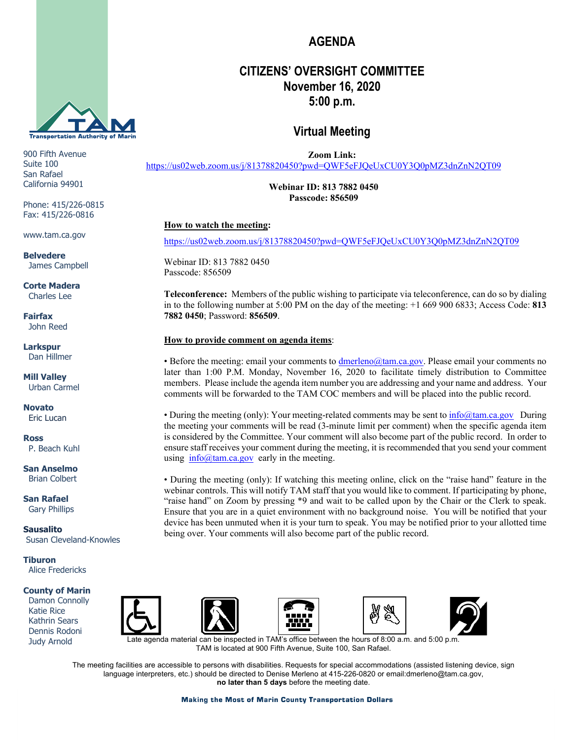# AGENDA

## CITIZENS' OVERSIGHT COMMITTEE
## November 16, 2020
## 5:00 p.m.

## Virtual Meeting

Transportation Authority of Marin

900 Fifth Avenue
Suite 100
San Rafael
California 94901

Phone: 415/226-0815
Fax: 415/226-0816

www.tam.ca.gov

**Belvedere**
James Campbell

**Corte Madera**
Charles Lee

**Fairfax**
John Reed

**Larkspur**
Dan Hillmer

**Mill Valley**
Urban Carmel

**Novato**
Eric Lucan

**Ross**
P. Beach Kuhl

**San Anselmo**
Brian Colbert

**San Rafael**
Gary Phillips

**Sausalito**
Susan Cleveland-Knowles

**Tiburon**
Alice Fredericks

**County of Marin**
Damon Connolly
Katie Rice
Kathrin Sears
Dennis Rodoni
Judy Arnold

**Zoom Link:**
https://us02web.zoom.us/j/81378820450?pwd=QWF5eFJQeUxCU0Y3Q0pMZ3dnZnN2QT09

**Webinar ID: 813 7882 0450**
**Passcode: 856509**

**How to watch the meeting:**

https://us02web.zoom.us/j/81378820450?pwd=QWF5eFJQeUxCU0Y3Q0pMZ3dnZnN2QT09

Webinar ID: 813 7882 0450
Passcode: 856509

**Teleconference:** Members of the public wishing to participate via teleconference, can do so by dialing in to the following number at 5:00 PM on the day of the meeting: +1 669 900 6833; Access Code: **813 7882 0450**; Password: **856509**.

**How to provide comment on agenda items**:

• Before the meeting: email your comments to dmerleno@tam.ca.gov. Please email your comments no later than 1:00 P.M. Monday, November 16, 2020 to facilitate timely distribution to Committee members. Please include the agenda item number you are addressing and your name and address. Your comments will be forwarded to the TAM COC members and will be placed into the public record.

• During the meeting (only): Your meeting-related comments may be sent to info@tam.ca.gov During the meeting your comments will be read (3-minute limit per comment) when the specific agenda item is considered by the Committee. Your comment will also become part of the public record. In order to ensure staff receives your comment during the meeting, it is recommended that you send your comment using info@tam.ca.gov early in the meeting.

• During the meeting (only): If watching this meeting online, click on the "raise hand" feature in the webinar controls. This will notify TAM staff that you would like to comment. If participating by phone, "raise hand" on Zoom by pressing *9 and wait to be called upon by the Chair or the Clerk to speak. Ensure that you are in a quiet environment with no background noise. You will be notified that your device has been unmuted when it is your turn to speak. You may be notified prior to your allotted time being over. Your comments will also become part of the public record.

Late agenda material can be inspected in TAM's office between the hours of 8:00 a.m. and 5:00 p.m. TAM is located at 900 Fifth Avenue, Suite 100, San Rafael.

The meeting facilities are accessible to persons with disabilities. Requests for special accommodations (assisted listening device, sign language interpreters, etc.) should be directed to Denise Merleno at 415-226-0820 or email:dmerleno@tam.ca.gov, **no later than 5 days** before the meeting date.

**Making the Most of Marin County Transportation Dollars**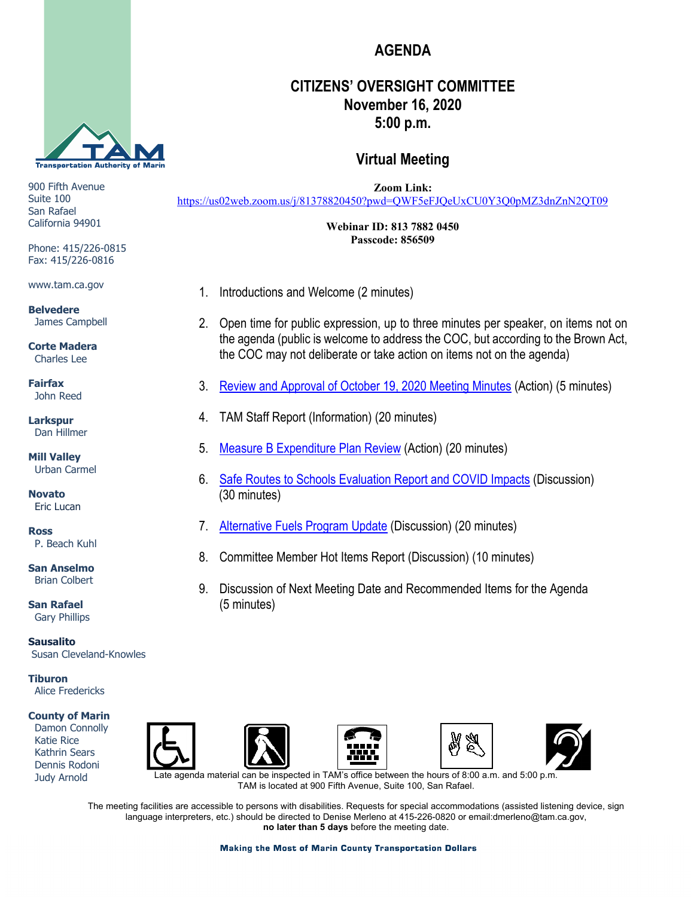Transportation Authority of Marin

900 Fifth Avenue
Suite 100
San Rafael
California 94901

Phone: 415/226-0815
Fax: 415/226-0816

www.tam.ca.gov

**Belvedere**
James Campbell

**Corte Madera**
Charles Lee

**Fairfax**
John Reed

**Larkspur**
Dan Hillmer

**Mill Valley**
Urban Carmel

**Novato**
Eric Lucan

**Ross**
P. Beach Kuhl

**San Anselmo**
Brian Colbert

**San Rafael**
Gary Phillips

**Sausalito**
Susan Cleveland-Knowles

**Tiburon**
Alice Fredericks

**County of Marin**
Damon Connolly
Katie Rice
Kathrin Sears
Dennis Rodoni
Judy Arnold

# AGENDA

## CITIZENS' OVERSIGHT COMMITTEE
## November 16, 2020
## 5:00 p.m.

## Virtual Meeting

**Zoom Link:**
https://us02web.zoom.us/j/81378820450?pwd=QWF5eFJQeUxCU0Y3Q0pMZ3dnZnN2QT09

**Webinar ID: 813 7882 0450**
**Passcode: 856509**

1. Introductions and Welcome (2 minutes)

2. Open time for public expression, up to three minutes per speaker, on items not on the agenda (public is welcome to address the COC, but according to the Brown Act, the COC may not deliberate or take action on items not on the agenda)

3. Review and Approval of October 19, 2020 Meeting Minutes (Action) (5 minutes)

4. TAM Staff Report (Information) (20 minutes)

5. Measure B Expenditure Plan Review (Action) (20 minutes)

6. Safe Routes to Schools Evaluation Report and COVID Impacts (Discussion) (30 minutes)

7. Alternative Fuels Program Update (Discussion) (20 minutes)

8. Committee Member Hot Items Report (Discussion) (10 minutes)

9. Discussion of Next Meeting Date and Recommended Items for the Agenda (5 minutes)

Late agenda material can be inspected in TAM's office between the hours of 8:00 a.m. and 5:00 p.m. TAM is located at 900 Fifth Avenue, Suite 100, San Rafael.

The meeting facilities are accessible to persons with disabilities. Requests for special accommodations (assisted listening device, sign language interpreters, etc.) should be directed to Denise Merleno at 415-226-0820 or email:dmerleno@tam.ca.gov, **no later than 5 days** before the meeting date.

**Making the Most of Marin County Transportation Dollars**